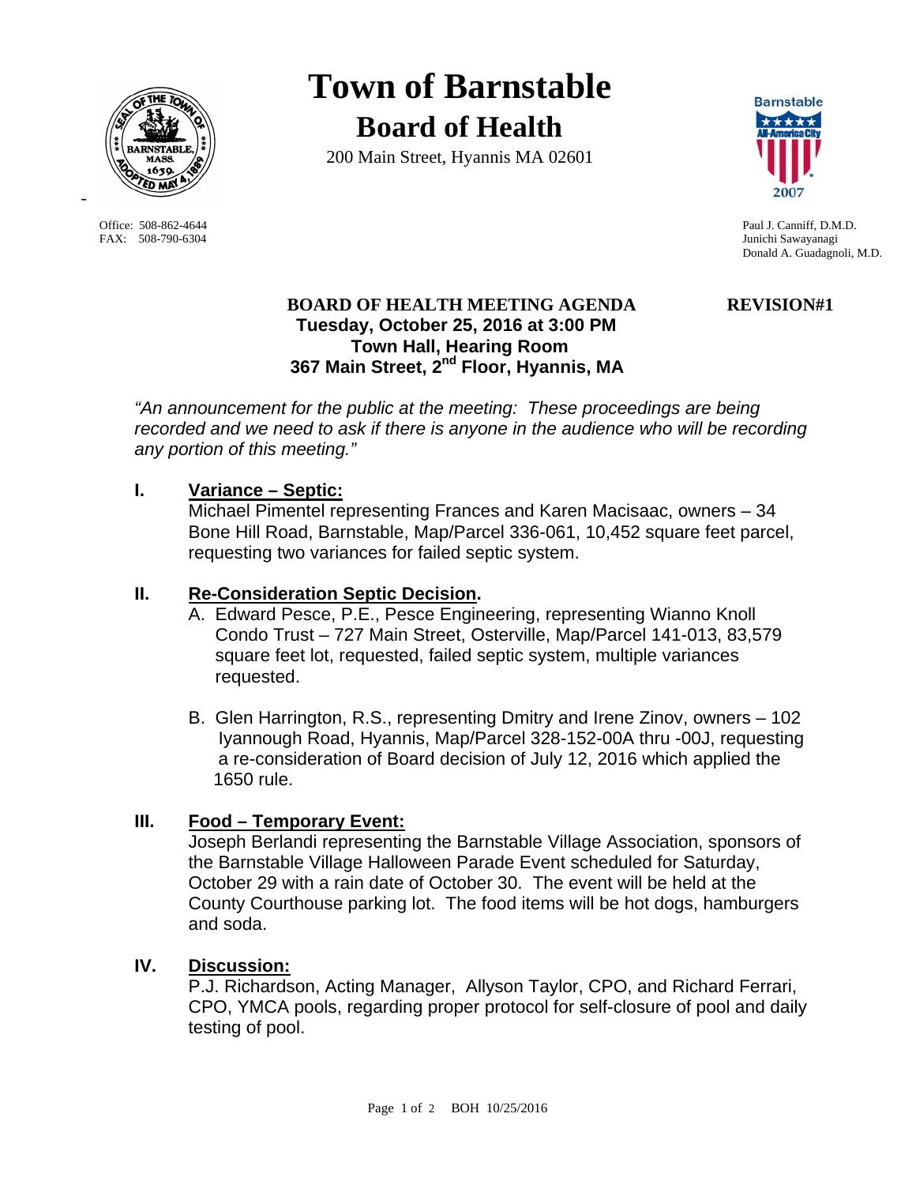# Town of Barnstable

## Board of Health

200 Main Street, Hyannis MA 02601

Office: 508-862-4644
FAX: 508-790-6304

Paul J. Canniff, D.M.D.
Junichi Sawayanagi
Donald A. Guadagnoli, M.D.

**BOARD OF HEALTH MEETING AGENDA** **REVISION#1**
**Tuesday, October 25, 2016 at 3:00 PM**
**Town Hall, Hearing Room**
**367 Main Street, 2nd Floor, Hyannis, MA**

*"An announcement for the public at the meeting: These proceedings are being recorded and we need to ask if there is anyone in the audience who will be recording any portion of this meeting."*

**I. Variance – Septic:**

Michael Pimentel representing Frances and Karen Macisaac, owners – 34 Bone Hill Road, Barnstable, Map/Parcel 336-061, 10,452 square feet parcel, requesting two variances for failed septic system.

**II. Re-Consideration Septic Decision.**

A. Edward Pesce, P.E., Pesce Engineering, representing Wianno Knoll Condo Trust – 727 Main Street, Osterville, Map/Parcel 141-013, 83,579 square feet lot, requested, failed septic system, multiple variances requested.

B. Glen Harrington, R.S., representing Dmitry and Irene Zinov, owners – 102 Iyannough Road, Hyannis, Map/Parcel 328-152-00A thru -00J, requesting a re-consideration of Board decision of July 12, 2016 which applied the 1650 rule.

**III. Food – Temporary Event:**

Joseph Berlandi representing the Barnstable Village Association, sponsors of the Barnstable Village Halloween Parade Event scheduled for Saturday, October 29 with a rain date of October 30. The event will be held at the County Courthouse parking lot. The food items will be hot dogs, hamburgers and soda.

**IV. Discussion:**

P.J. Richardson, Acting Manager, Allyson Taylor, CPO, and Richard Ferrari, CPO, YMCA pools, regarding proper protocol for self-closure of pool and daily testing of pool.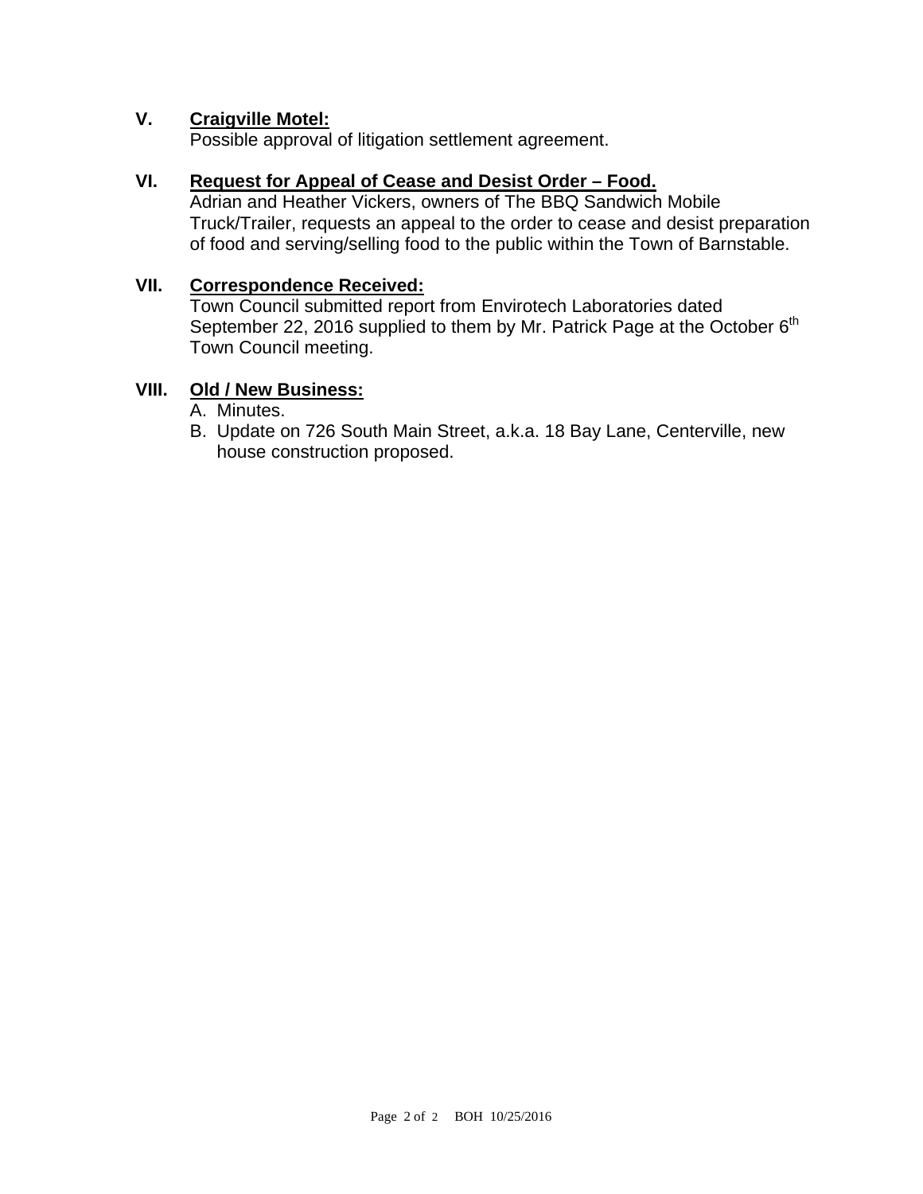## V. Craigville Motel:

Possible approval of litigation settlement agreement.

## VI. Request for Appeal of Cease and Desist Order – Food.

Adrian and Heather Vickers, owners of The BBQ Sandwich Mobile Truck/Trailer, requests an appeal to the order to cease and desist preparation of food and serving/selling food to the public within the Town of Barnstable.

## VII. Correspondence Received:

Town Council submitted report from Envirotech Laboratories dated September 22, 2016 supplied to them by Mr. Patrick Page at the October 6th Town Council meeting.

## VIII. Old / New Business:

A. Minutes.
B. Update on 726 South Main Street, a.k.a. 18 Bay Lane, Centerville, new house construction proposed.